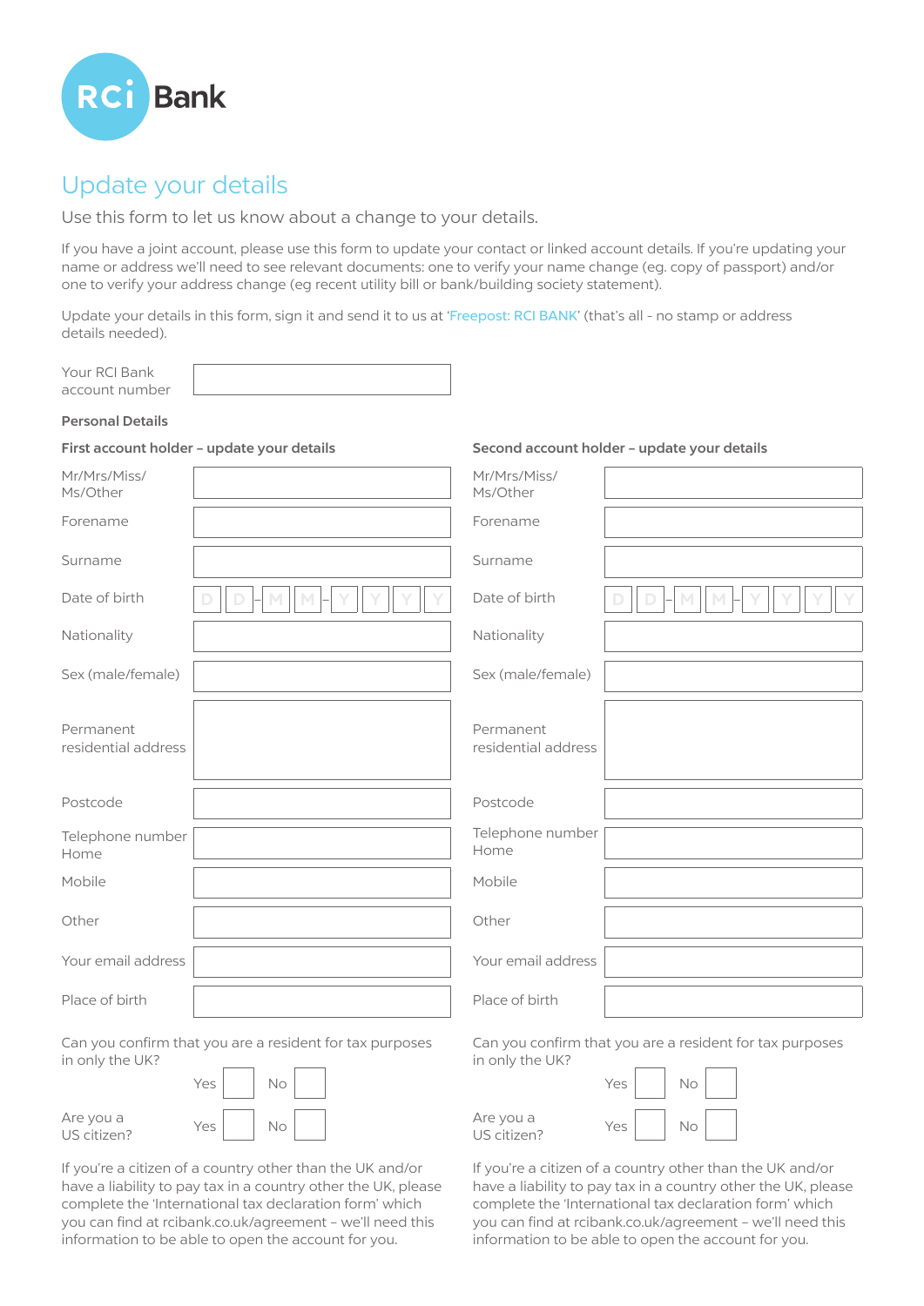RCi Bank

# Update your details

Use this form to let us know about a change to your details.

If you have a joint account, please use this form to update your contact or linked account details. If you're updating your name or address we'll need to see relevant documents: one to verify your name change (eg. copy of passport) and/or one to verify your address change (eg recent utility bill or bank/building society statement).

Update your details in this form, sign it and send it to us at 'Freepost: RCI BANK' (that's all - no stamp or address details needed).

Your RCI Bank account number: ____________________

**Personal Details**

| **First account holder – update your details** | | **Second account holder – update your details** | |
|---|---|---|---|
| Mr/Mrs/Miss/ Ms/Other | | Mr/Mrs/Miss/ Ms/Other | |
| Forename | | Forename | |
| Surname | | Surname | |
| Date of birth | D D - M M - Y Y Y Y | Date of birth | D D - M M - Y Y Y Y |
| Nationality | | Nationality | |
| Sex (male/female) | | Sex (male/female) | |
| Permanent residential address | | Permanent residential address | |
| Postcode | | Postcode | |
| Telephone number Home | | Telephone number Home | |
| Mobile | | Mobile | |
| Other | | Other | |
| Your email address | | Your email address | |
| Place of birth | | Place of birth | |

**First account holder**

Can you confirm that you are a resident for tax purposes in only the UK?

Yes ☐ No ☐

Are you a US citizen? Yes ☐ No ☐

If you're a citizen of a country other than the UK and/or have a liability to pay tax in a country other the UK, please complete the 'International tax declaration form' which you can find at rcibank.co.uk/agreement – we'll need this information to be able to open the account for you.

**Second account holder**

Can you confirm that you are a resident for tax purposes in only the UK?

Yes ☐ No ☐

Are you a US citizen? Yes ☐ No ☐

If you're a citizen of a country other than the UK and/or have a liability to pay tax in a country other the UK, please complete the 'International tax declaration form' which you can find at rcibank.co.uk/agreement – we'll need this information to be able to open the account for you.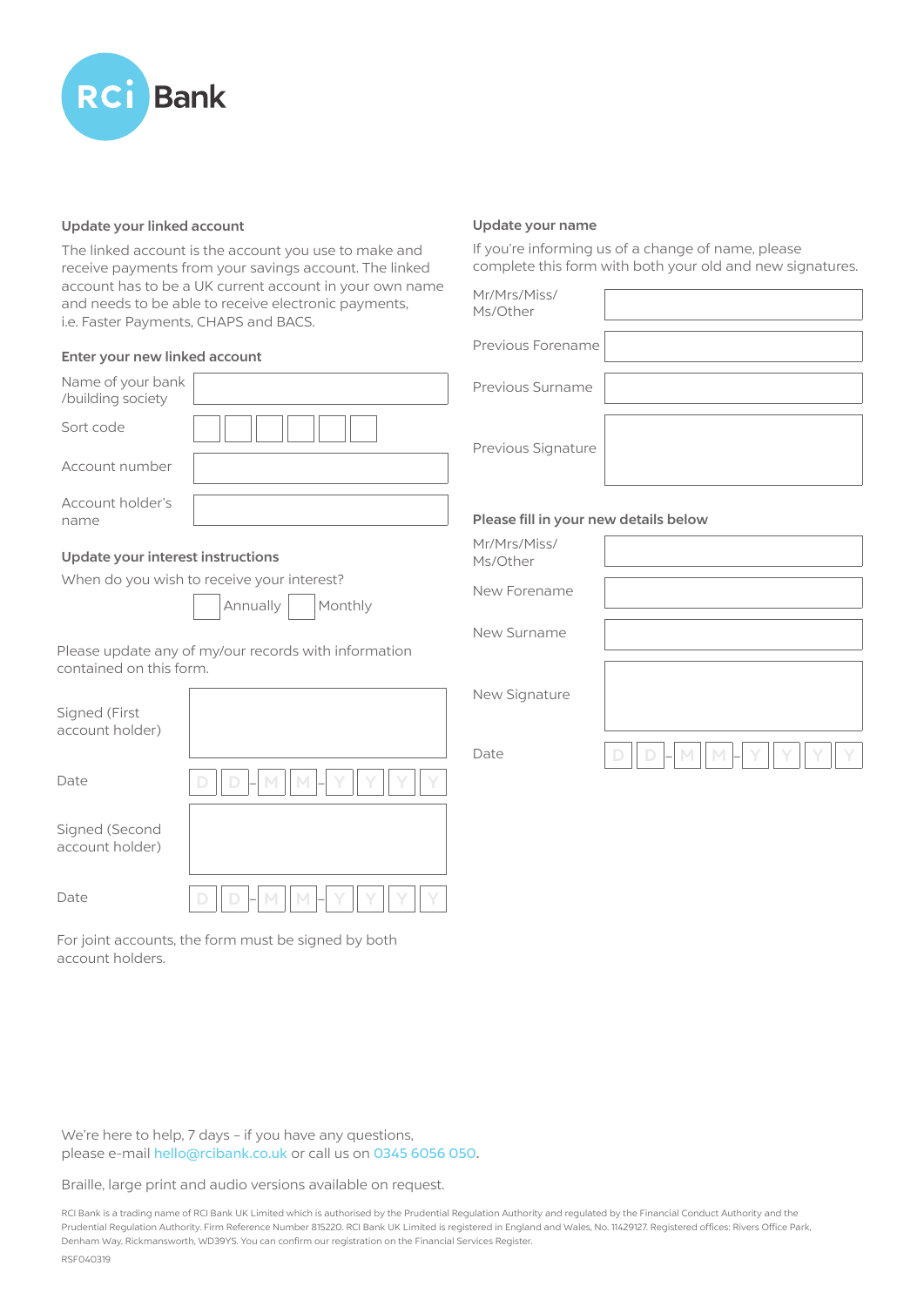RCi Bank

## Update your linked account

The linked account is the account you use to make and receive payments from your savings account. The linked account has to be a UK current account in your own name and needs to be able to receive electronic payments, i.e. Faster Payments, CHAPS and BACS.

### Enter your new linked account

Name of your bank /building society

Sort code

Account number

Account holder's name

### Update your interest instructions

When do you wish to receive your interest?

Annually   Monthly

Please update any of my/our records with information contained on this form.

Signed (First account holder)

Date D D - M M - Y Y Y Y

Signed (Second account holder)

Date D D - M M - Y Y Y Y

For joint accounts, the form must be signed by both account holders.

## Update your name

If you're informing us of a change of name, please complete this form with both your old and new signatures.

Mr/Mrs/Miss/ Ms/Other

Previous Forename

Previous Surname

Previous Signature

### Please fill in your new details below

Mr/Mrs/Miss/ Ms/Other

New Forename

New Surname

New Signature

Date D D - M M - Y Y Y Y

We're here to help, 7 days – if you have any questions, please e-mail hello@rcibank.co.uk or call us on 0345 6056 050.

Braille, large print and audio versions available on request.

RCI Bank is a trading name of RCI Bank UK Limited which is authorised by the Prudential Regulation Authority and regulated by the Financial Conduct Authority and the Prudential Regulation Authority. Firm Reference Number 815220. RCI Bank UK Limited is registered in England and Wales, No. 11429127. Registered offices: Rivers Office Park, Denham Way, Rickmansworth, WD39YS. You can confirm our registration on the Financial Services Register.

RSF040319